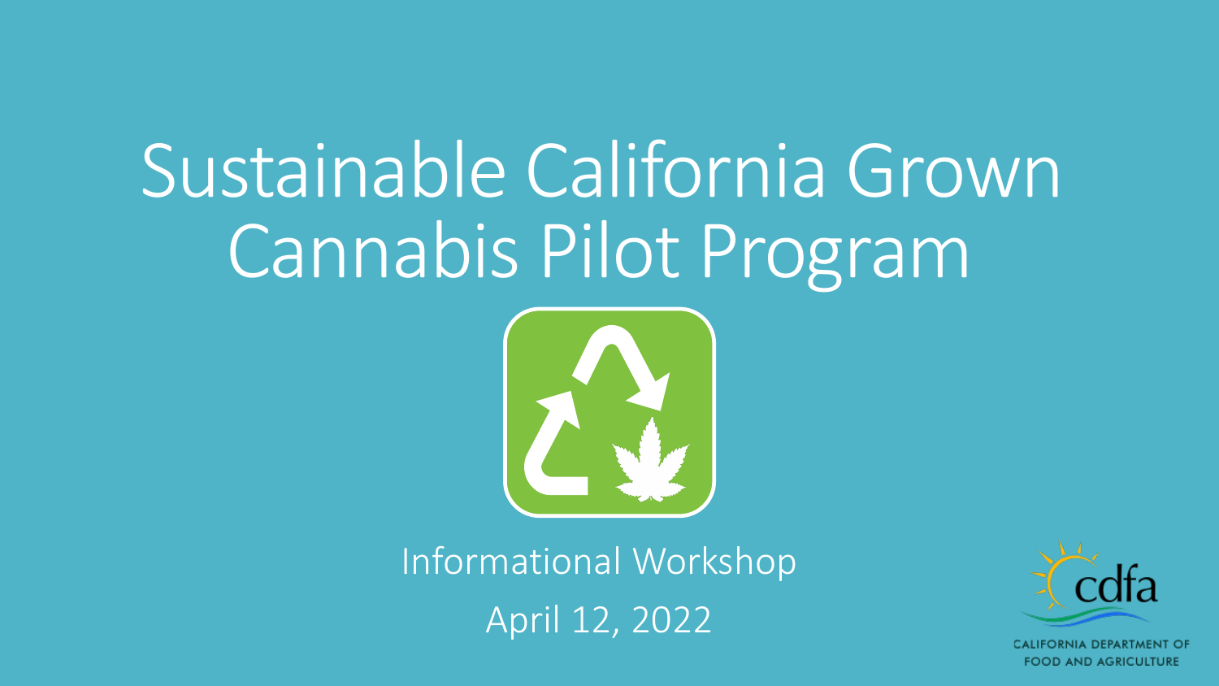# Sustainable California Grown Cannabis Pilot Program

Informational Workshop

April 12, 2022

CALIFORNIA DEPARTMENT OF FOOD AND AGRICULTURE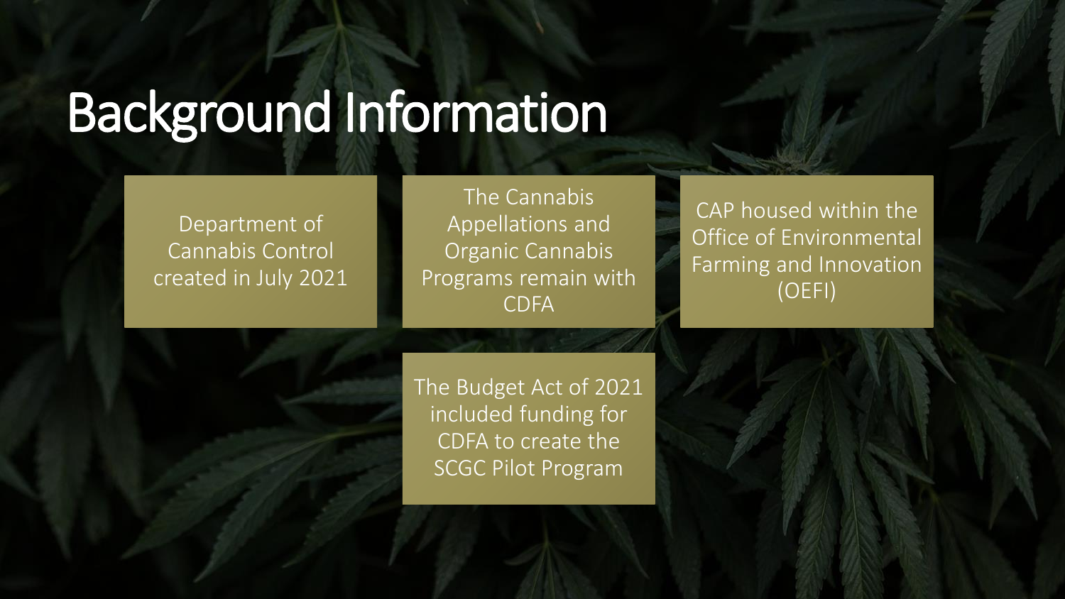# Background Information

- Department of Cannabis Control created in July 2021
- The Cannabis Appellations and Organic Cannabis Programs remain with CDFA
- CAP housed within the Office of Environmental Farming and Innovation (OEFI)
- The Budget Act of 2021 included funding for CDFA to create the SCGC Pilot Program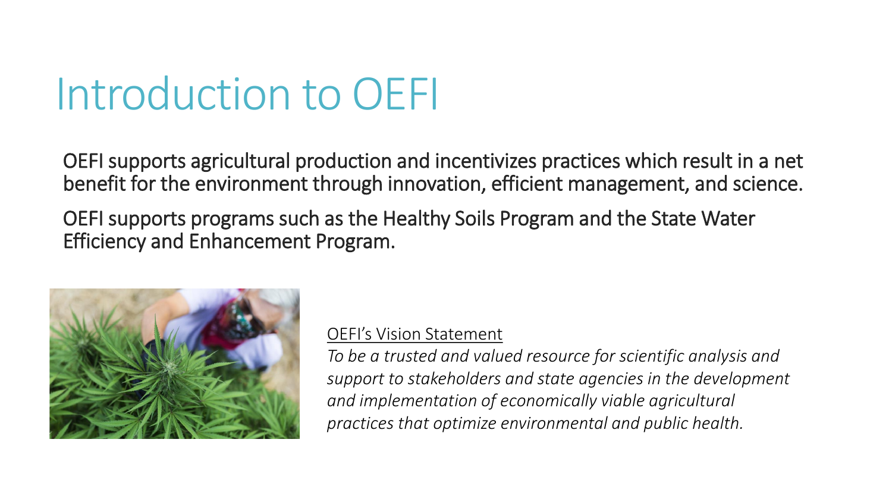# Introduction to OEFI

OEFI supports agricultural production and incentivizes practices which result in a net benefit for the environment through innovation, efficient management, and science.

OEFI supports programs such as the Healthy Soils Program and the State Water Efficiency and Enhancement Program.

OEFI's Vision Statement

*To be a trusted and valued resource for scientific analysis and support to stakeholders and state agencies in the development and implementation of economically viable agricultural practices that optimize environmental and public health.*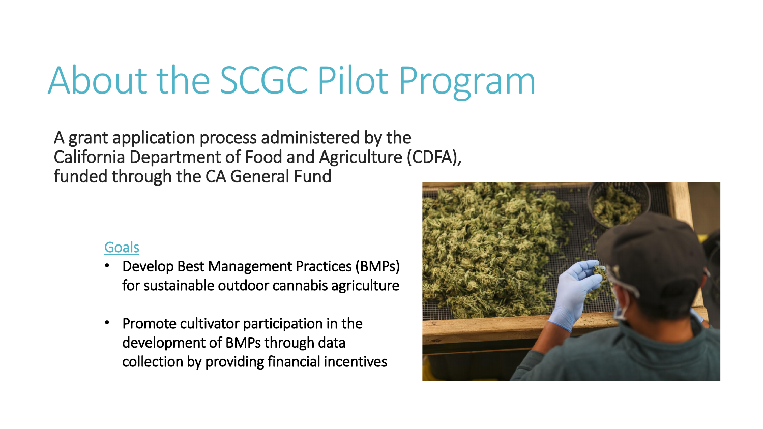# About the SCGC Pilot Program

A grant application process administered by the California Department of Food and Agriculture (CDFA), funded through the CA General Fund

Goals

- Develop Best Management Practices (BMPs) for sustainable outdoor cannabis agriculture
- Promote cultivator participation in the development of BMPs through data collection by providing financial incentives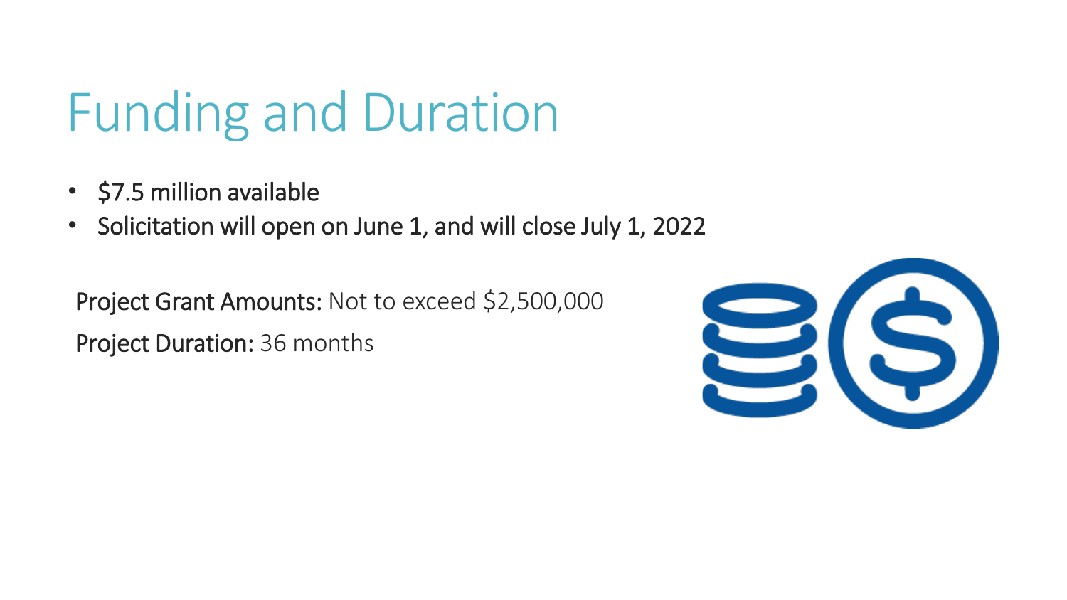# Funding and Duration

- $7.5 million available
- Solicitation will open on June 1, and will close July 1, 2022

Project Grant Amounts: Not to exceed $2,500,000

Project Duration: 36 months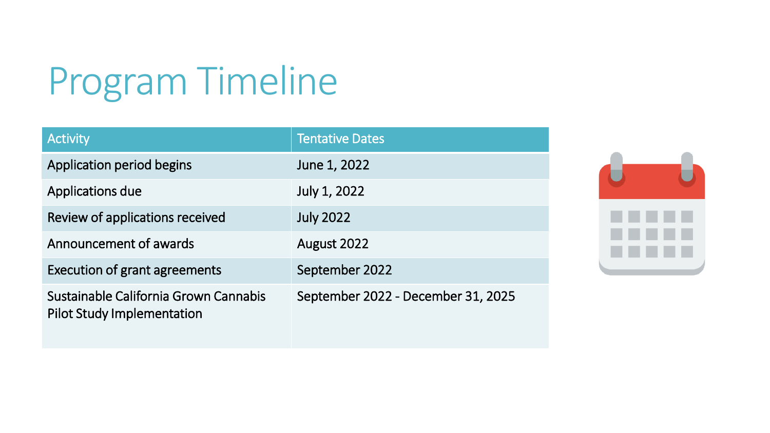# Program Timeline

| Activity | Tentative Dates |
| --- | --- |
| Application period begins | June 1, 2022 |
| Applications due | July 1, 2022 |
| Review of applications received | July 2022 |
| Announcement of awards | August 2022 |
| Execution of grant agreements | September 2022 |
| Sustainable California Grown Cannabis Pilot Study Implementation | September 2022 - December 31, 2025 |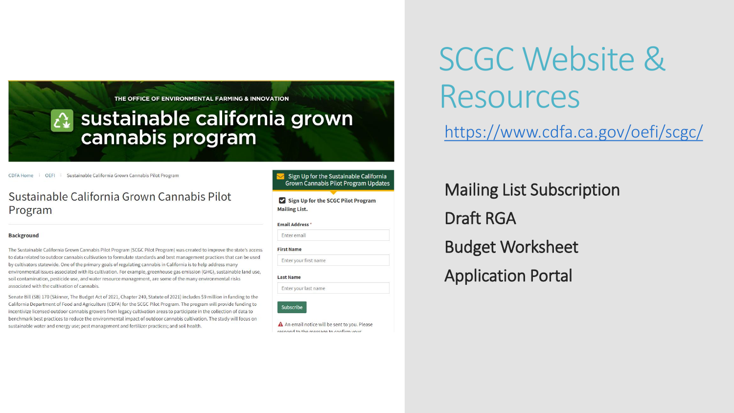# SCGC Website & Resources

https://www.cdfa.ca.gov/oefi/scgc/

- Mailing List Subscription
- Draft RGA
- Budget Worksheet
- Application Portal

THE OFFICE OF ENVIRONMENTAL FARMING & INNOVATION

**sustainable california grown cannabis program**

CDFA Home | OEFI | Sustainable California Grown Cannabis Pilot Program

## Sustainable California Grown Cannabis Pilot Program

### Background

The Sustainable California Grown Cannabis Pilot Program (SCGC Pilot Program) was created to improve the state's access to data related to outdoor cannabis cultivation to formulate standards and best management practices that can be used by cultivators statewide. One of the primary goals of regulating cannabis in California is to help address many environmental issues associated with its cultivation. For example, greenhouse gas emission (GHG), sustainable land use, soil contamination, pesticide use, and water resource management, are some of the many environmental risks associated with the cultivation of cannabis.

Senate Bill (SB) 170 (Skinner, The Budget Act of 2021, Chapter 240, Statute of 2021) includes $9 million in funding to the California Department of Food and Agriculture (CDFA) for the SCGC Pilot Program. The program will provide funding to incentivize licensed outdoor cannabis growers from legacy cultivation areas to participate in the collection of data to benchmark best practices to reduce the environmental impact of outdoor cannabis cultivation. The study will focus on sustainable water and energy use; pest management and fertilizer practices; and soil health.

**Sign Up for the Sustainable California Grown Cannabis Pilot Program Updates**

☑ **Sign Up for the SCGC Pilot Program Mailing List.**

**Email Address** *

Enter email

**First Name**

Enter your first name

**Last Name**

Enter your last name

Subscribe

An email notice will be sent to you. Please respond to the message to confirm your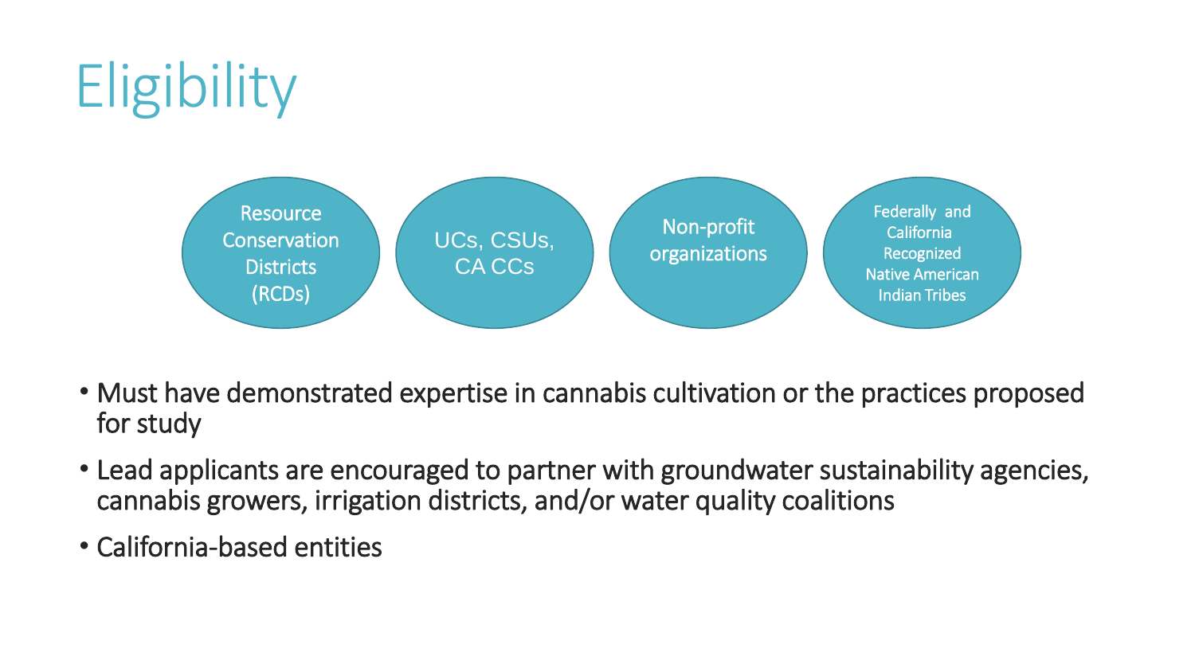# Eligibility

- Resource Conservation Districts (RCDs)
- UCs, CSUs, CA CCs
- Non-profit organizations
- Federally and California Recognized Native American Indian Tribes

- Must have demonstrated expertise in cannabis cultivation or the practices proposed for study
- Lead applicants are encouraged to partner with groundwater sustainability agencies, cannabis growers, irrigation districts, and/or water quality coalitions
- California-based entities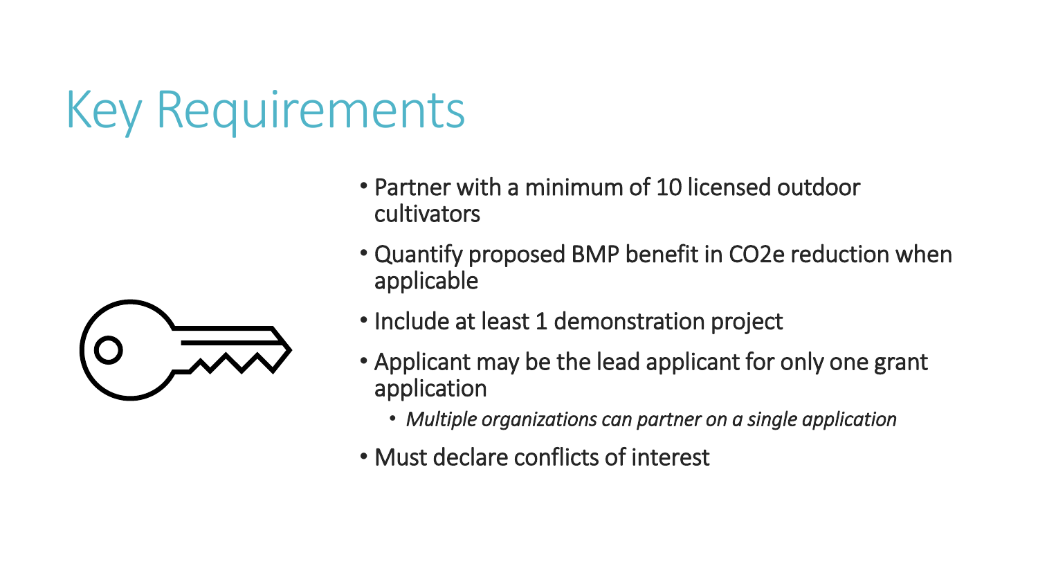# Key Requirements

- Partner with a minimum of 10 licensed outdoor cultivators
- Quantify proposed BMP benefit in $CO_2e$ reduction when applicable
- Include at least 1 demonstration project
- Applicant may be the lead applicant for only one grant application
  - *Multiple organizations can partner on a single application*
- Must declare conflicts of interest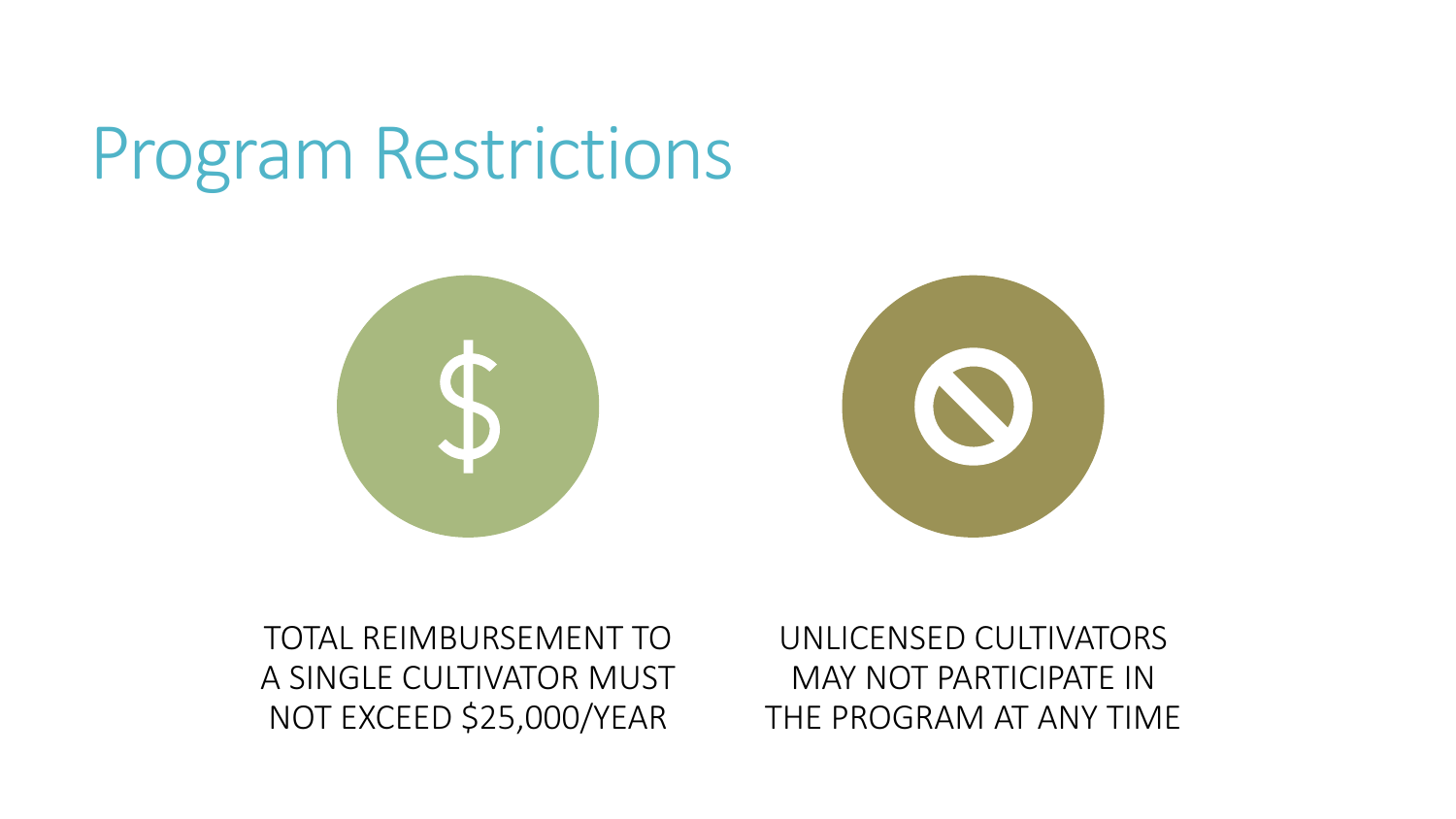# Program Restrictions

TOTAL REIMBURSEMENT TO A SINGLE CULTIVATOR MUST NOT EXCEED $25,000/YEAR

UNLICENSED CULTIVATORS MAY NOT PARTICIPATE IN THE PROGRAM AT ANY TIME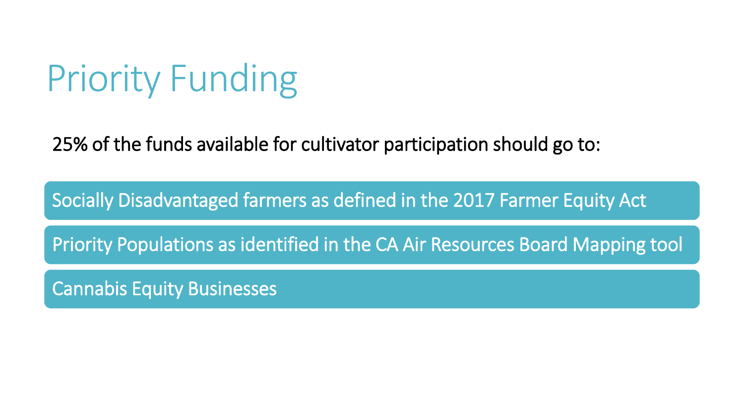# Priority Funding

25% of the funds available for cultivator participation should go to:

- Socially Disadvantaged farmers as defined in the 2017 Farmer Equity Act
- Priority Populations as identified in the CA Air Resources Board Mapping tool
- Cannabis Equity Businesses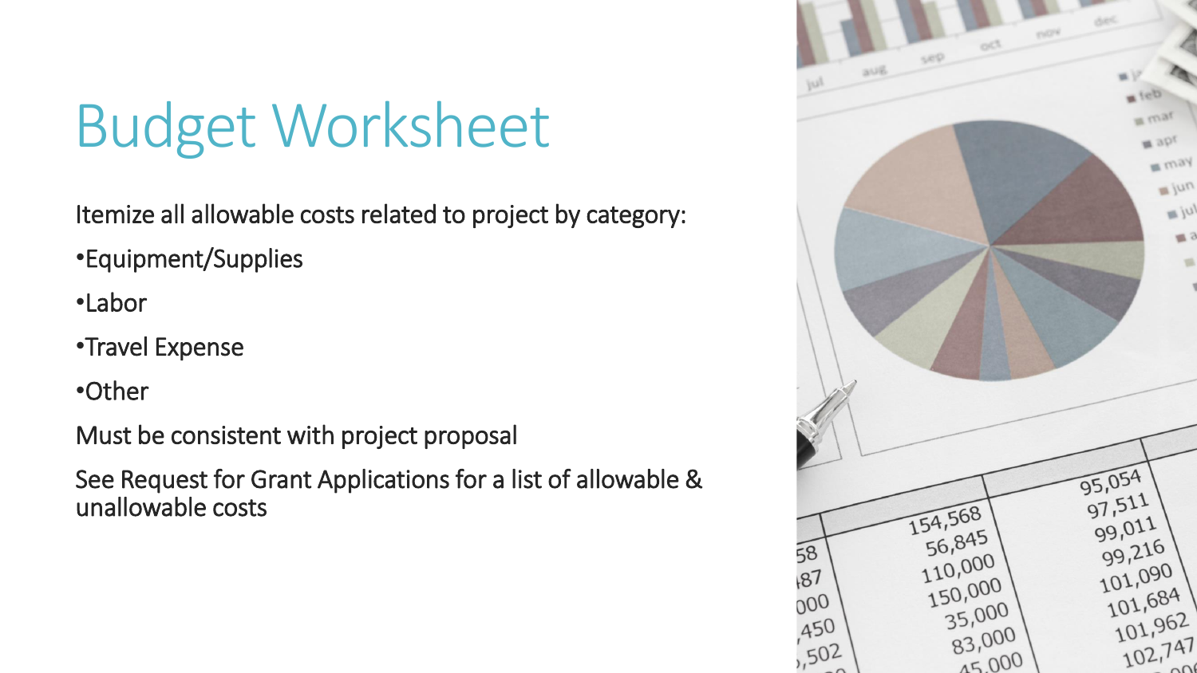# Budget Worksheet

Itemize all allowable costs related to project by category:

- Equipment/Supplies
- Labor
- Travel Expense
- Other

Must be consistent with project proposal

See Request for Grant Applications for a list of allowable & unallowable costs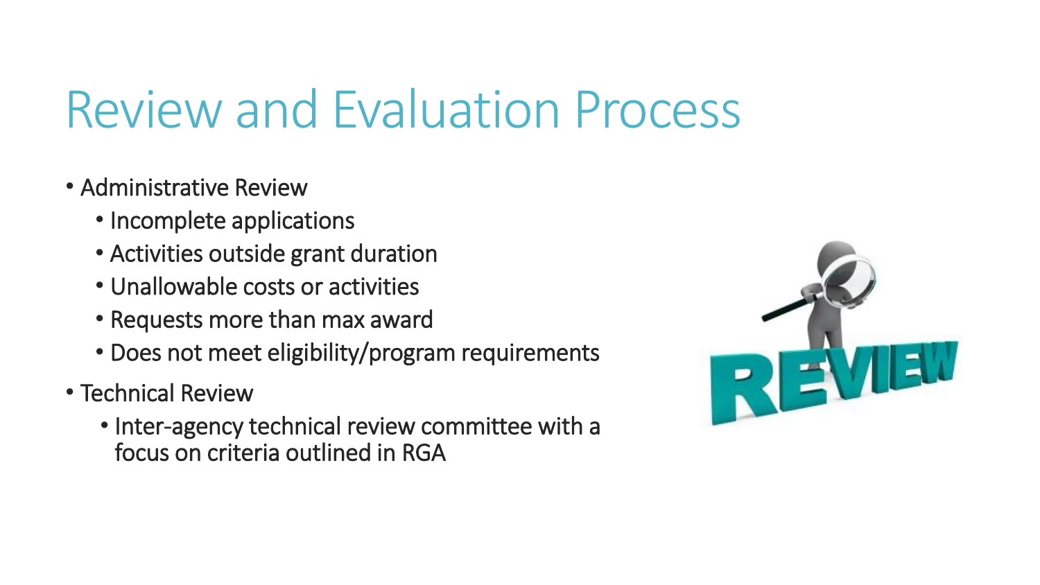# Review and Evaluation Process

- Administrative Review
  - Incomplete applications
  - Activities outside grant duration
  - Unallowable costs or activities
  - Requests more than max award
  - Does not meet eligibility/program requirements
- Technical Review
  - Inter-agency technical review committee with a focus on criteria outlined in RGA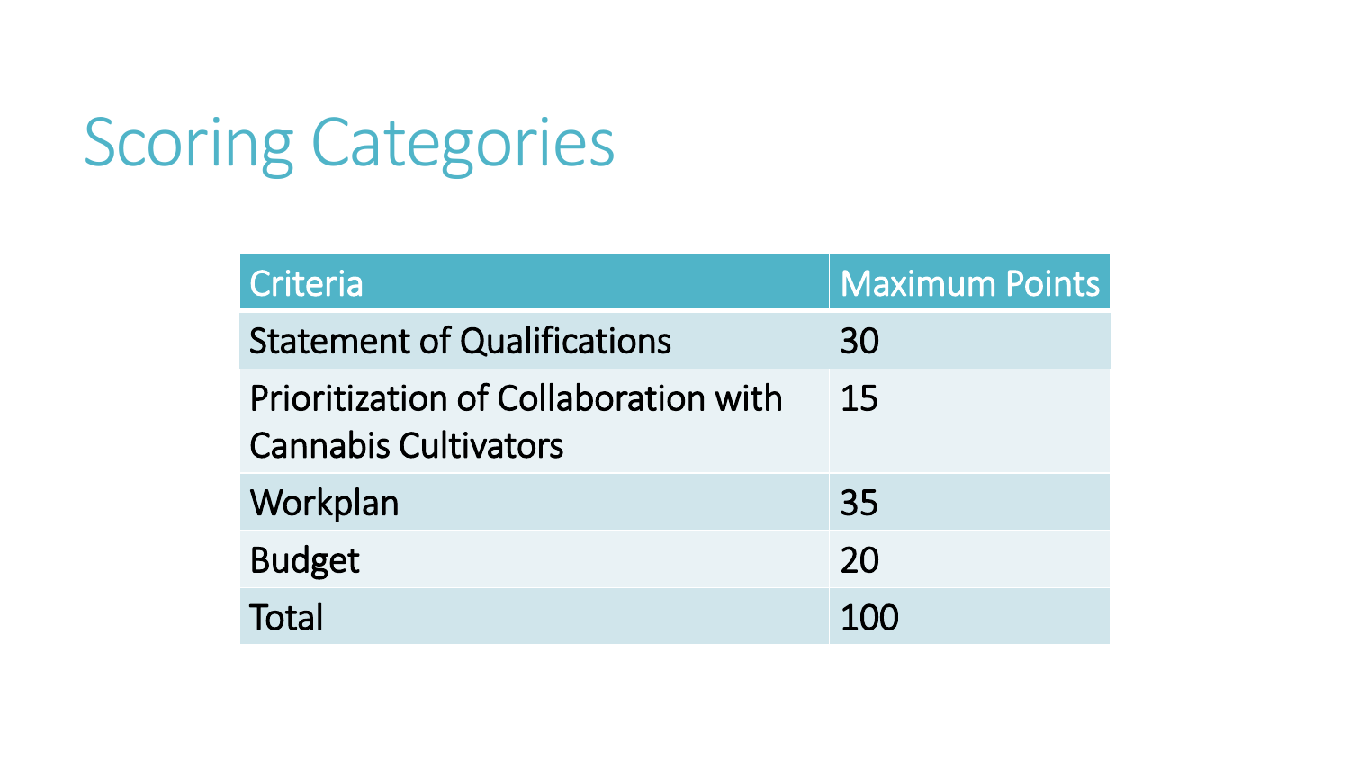# Scoring Categories

| Criteria | Maximum Points |
|---|---|
| Statement of Qualifications | 30 |
| Prioritization of Collaboration with Cannabis Cultivators | 15 |
| Workplan | 35 |
| Budget | 20 |
| Total | 100 |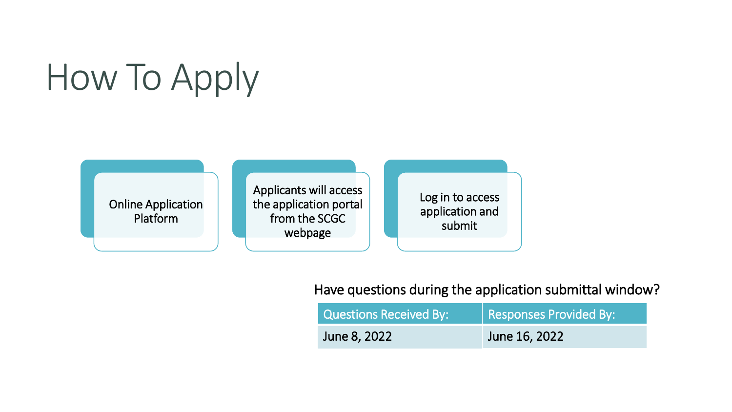# How To Apply

- Online Application Platform
- Applicants will access the application portal from the SCGC webpage
- Log in to access application and submit

Have questions during the application submittal window?

| Questions Received By: | Responses Provided By: |
| --- | --- |
| June 8, 2022 | June 16, 2022 |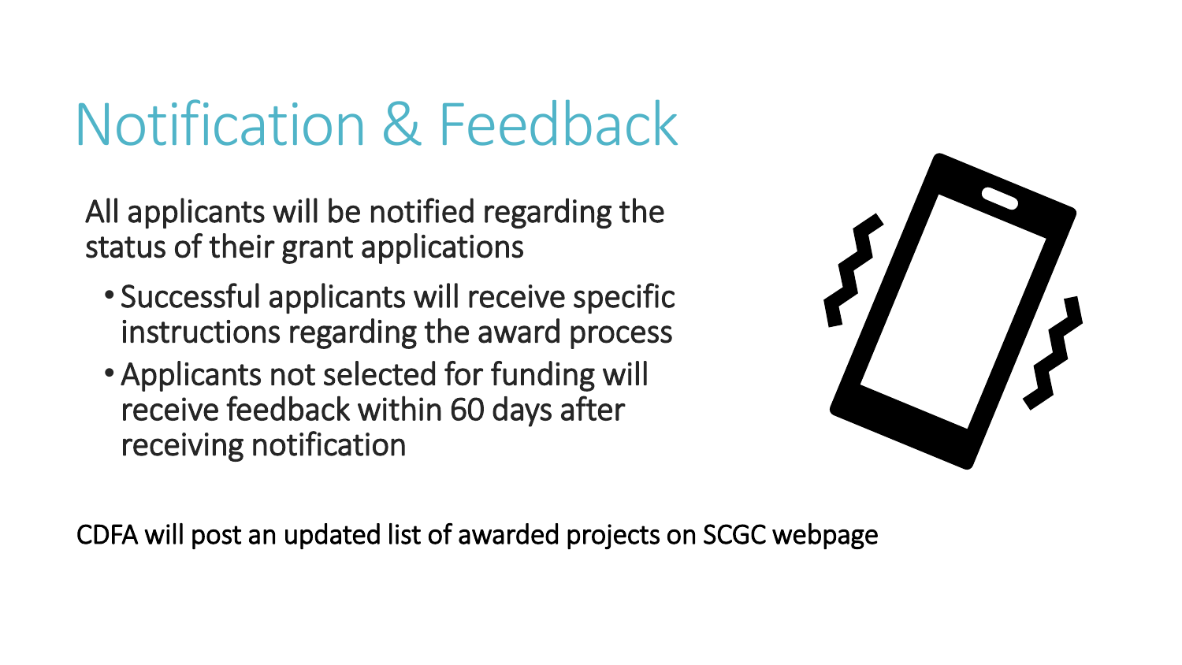# Notification & Feedback

All applicants will be notified regarding the status of their grant applications

- Successful applicants will receive specific instructions regarding the award process
- Applicants not selected for funding will receive feedback within 60 days after receiving notification

CDFA will post an updated list of awarded projects on SCGC webpage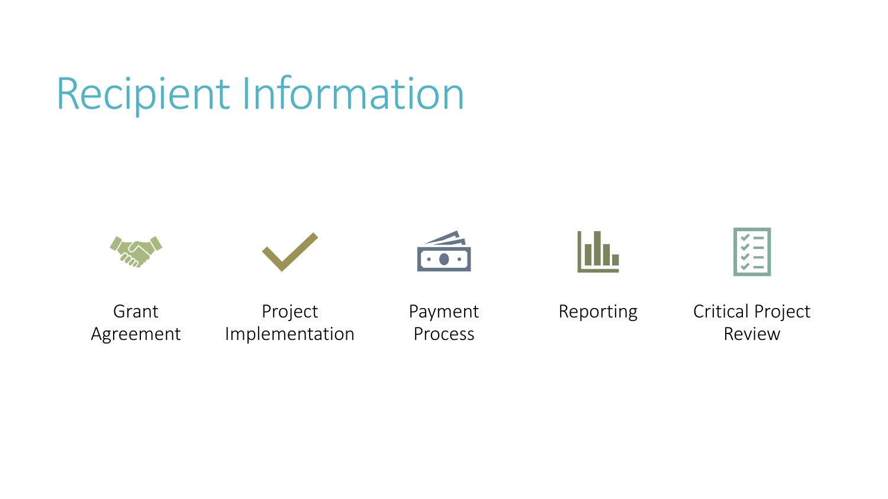# Recipient Information

- Grant Agreement
- Project Implementation
- Payment Process
- Reporting
- Critical Project Review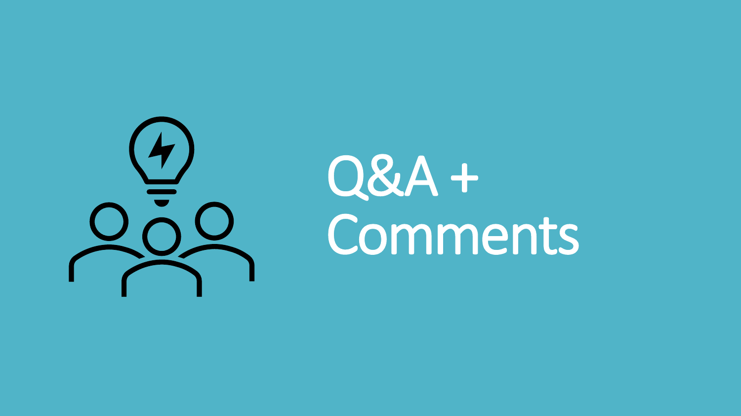# Q&A + Comments